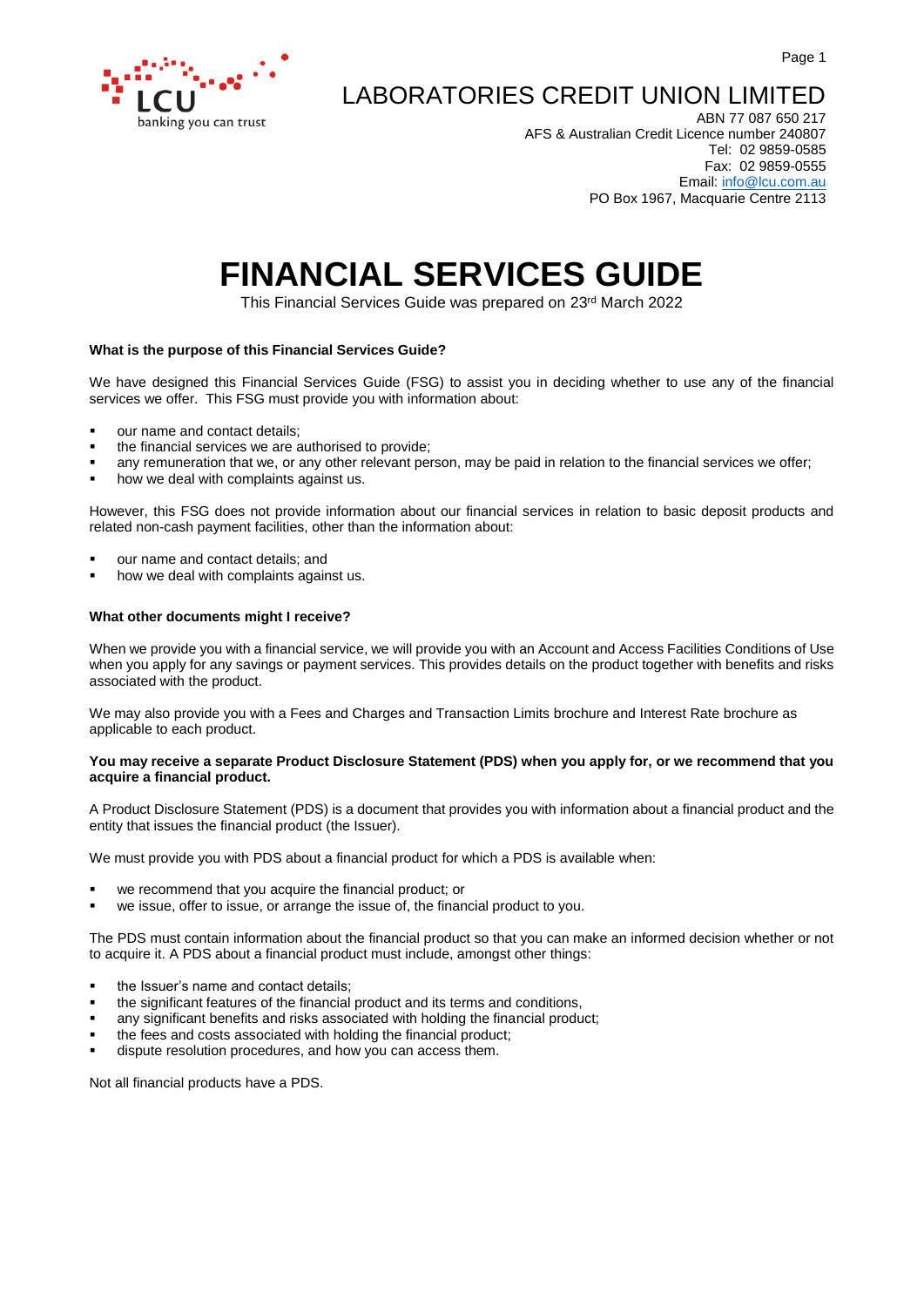# LABORATORIES CREDIT UNION LIMITED

ABN 77 087 650 217
AFS & Australian Credit Licence number 240807
Tel: 02 9859-0585
Fax: 02 9859-0555
Email: info@lcu.com.au
PO Box 1967, Macquarie Centre 2113

# FINANCIAL SERVICES GUIDE

This Financial Services Guide was prepared on 23rd March 2022

**What is the purpose of this Financial Services Guide?**

We have designed this Financial Services Guide (FSG) to assist you in deciding whether to use any of the financial services we offer. This FSG must provide you with information about:

- our name and contact details;
- the financial services we are authorised to provide;
- any remuneration that we, or any other relevant person, may be paid in relation to the financial services we offer;
- how we deal with complaints against us.

However, this FSG does not provide information about our financial services in relation to basic deposit products and related non-cash payment facilities, other than the information about:

- our name and contact details; and
- how we deal with complaints against us.

**What other documents might I receive?**

When we provide you with a financial service, we will provide you with an Account and Access Facilities Conditions of Use when you apply for any savings or payment services. This provides details on the product together with benefits and risks associated with the product.

We may also provide you with a Fees and Charges and Transaction Limits brochure and Interest Rate brochure as applicable to each product.

**You may receive a separate Product Disclosure Statement (PDS) when you apply for, or we recommend that you acquire a financial product.**

A Product Disclosure Statement (PDS) is a document that provides you with information about a financial product and the entity that issues the financial product (the Issuer).

We must provide you with PDS about a financial product for which a PDS is available when:

- we recommend that you acquire the financial product; or
- we issue, offer to issue, or arrange the issue of, the financial product to you.

The PDS must contain information about the financial product so that you can make an informed decision whether or not to acquire it. A PDS about a financial product must include, amongst other things:

- the Issuer's name and contact details;
- the significant features of the financial product and its terms and conditions,
- any significant benefits and risks associated with holding the financial product;
- the fees and costs associated with holding the financial product;
- dispute resolution procedures, and how you can access them.

Not all financial products have a PDS.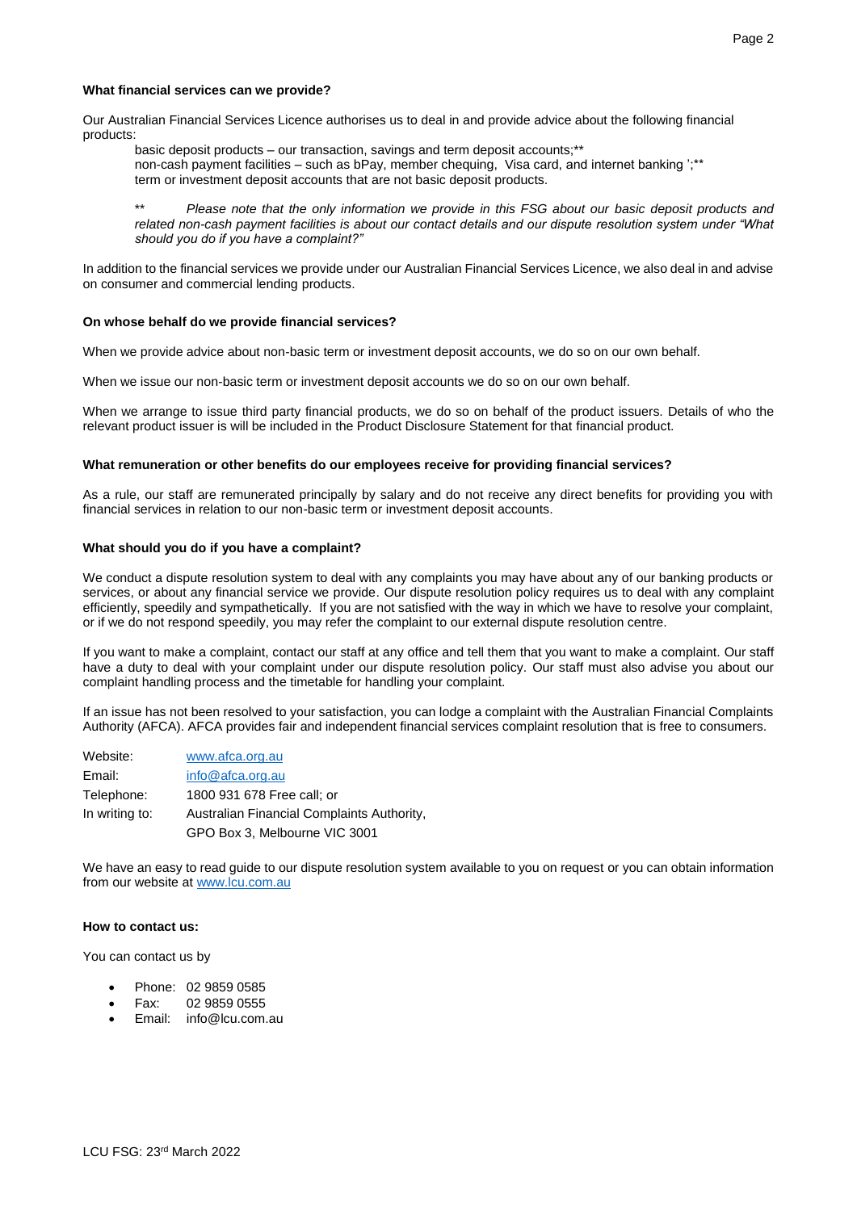**What financial services can we provide?**

Our Australian Financial Services Licence authorises us to deal in and provide advice about the following financial products:

basic deposit products – our transaction, savings and term deposit accounts;**
non-cash payment facilities – such as bPay, member chequing, Visa card, and internet banking ';**
term or investment deposit accounts that are not basic deposit products.

** *Please note that the only information we provide in this FSG about our basic deposit products and related non-cash payment facilities is about our contact details and our dispute resolution system under "What should you do if you have a complaint?"*

In addition to the financial services we provide under our Australian Financial Services Licence, we also deal in and advise on consumer and commercial lending products.

**On whose behalf do we provide financial services?**

When we provide advice about non-basic term or investment deposit accounts, we do so on our own behalf.

When we issue our non-basic term or investment deposit accounts we do so on our own behalf.

When we arrange to issue third party financial products, we do so on behalf of the product issuers. Details of who the relevant product issuer is will be included in the Product Disclosure Statement for that financial product.

**What remuneration or other benefits do our employees receive for providing financial services?**

As a rule, our staff are remunerated principally by salary and do not receive any direct benefits for providing you with financial services in relation to our non-basic term or investment deposit accounts.

**What should you do if you have a complaint?**

We conduct a dispute resolution system to deal with any complaints you may have about any of our banking products or services, or about any financial service we provide. Our dispute resolution policy requires us to deal with any complaint efficiently, speedily and sympathetically. If you are not satisfied with the way in which we have to resolve your complaint, or if we do not respond speedily, you may refer the complaint to our external dispute resolution centre.

If you want to make a complaint, contact our staff at any office and tell them that you want to make a complaint. Our staff have a duty to deal with your complaint under our dispute resolution policy. Our staff must also advise you about our complaint handling process and the timetable for handling your complaint.

If an issue has not been resolved to your satisfaction, you can lodge a complaint with the Australian Financial Complaints Authority (AFCA). AFCA provides fair and independent financial services complaint resolution that is free to consumers.

| | |
|---|---|
| Website: | www.afca.org.au |
| Email: | info@afca.org.au |
| Telephone: | 1800 931 678 Free call; or |
| In writing to: | Australian Financial Complaints Authority, GPO Box 3, Melbourne VIC 3001 |

We have an easy to read guide to our dispute resolution system available to you on request or you can obtain information from our website at www.lcu.com.au

**How to contact us:**

You can contact us by

- Phone: 02 9859 0585
- Fax: 02 9859 0555
- Email: info@lcu.com.au

LCU FSG: 23rd March 2022